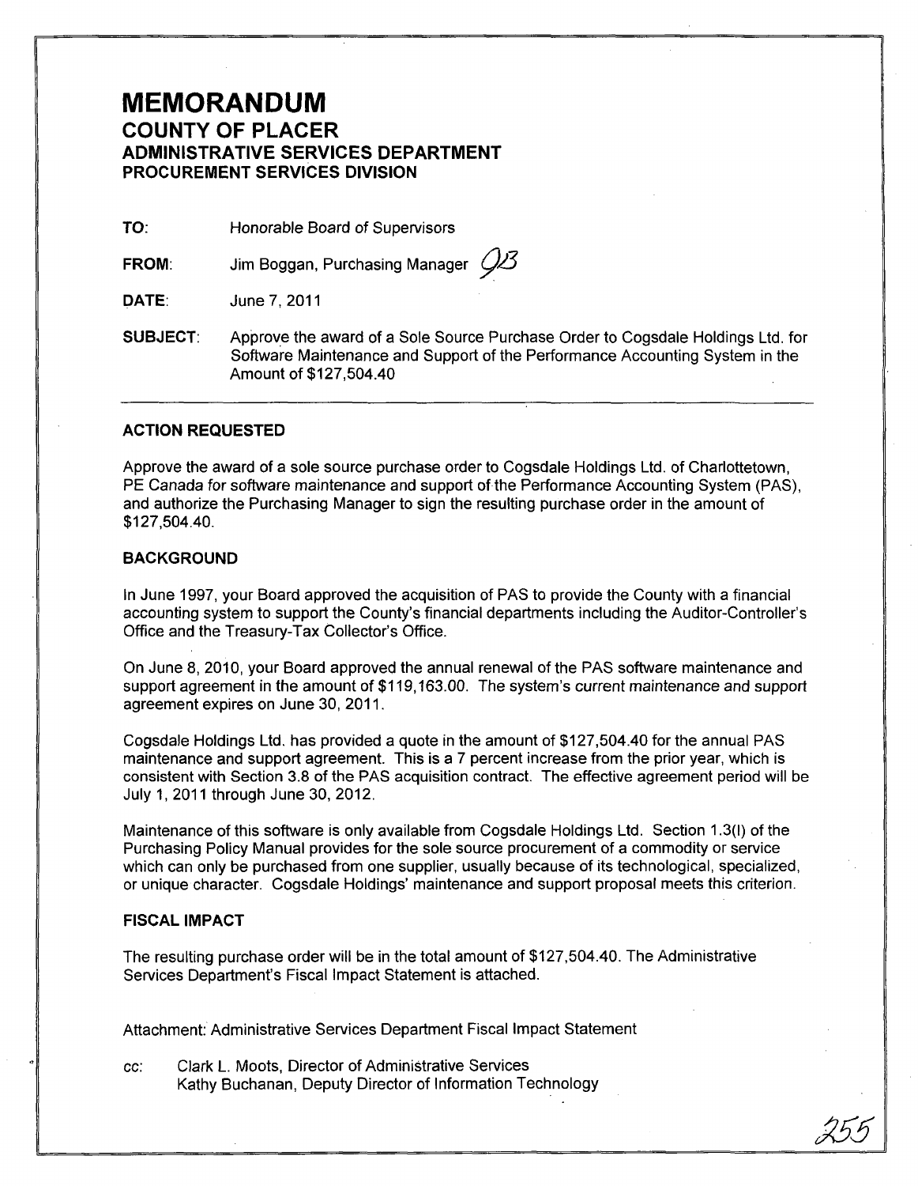# MEMORANDUM

## COUNTY OF PLACER

## ADMINISTRATIVE SERVICES DEPARTMENT

### PROCUREMENT SERVICES DIVISION

**TO:** Honorable Board of Supervisors

**FROM:** Jim Boggan, Purchasing Manager JB

**DATE:** June 7, 2011

**SUBJECT:** Approve the award of a Sole Source Purchase Order to Cogsdale Holdings Ltd. for Software Maintenance and Support of the Performance Accounting System in the Amount of $127,504.40

---

### ACTION REQUESTED

Approve the award of a sole source purchase order to Cogsdale Holdings Ltd. of Charlottetown, PE Canada for software maintenance and support of the Performance Accounting System (PAS), and authorize the Purchasing Manager to sign the resulting purchase order in the amount of $127,504.40.

### BACKGROUND

In June 1997, your Board approved the acquisition of PAS to provide the County with a financial accounting system to support the County's financial departments including the Auditor-Controller's Office and the Treasury-Tax Collector's Office.

On June 8, 2010, your Board approved the annual renewal of the PAS software maintenance and support agreement in the amount of $119,163.00. The system's current maintenance and support agreement expires on June 30, 2011.

Cogsdale Holdings Ltd. has provided a quote in the amount of $127,504.40 for the annual PAS maintenance and support agreement. This is a 7 percent increase from the prior year, which is consistent with Section 3.8 of the PAS acquisition contract. The effective agreement period will be July 1, 2011 through June 30, 2012.

Maintenance of this software is only available from Cogsdale Holdings Ltd. Section 1.3(I) of the Purchasing Policy Manual provides for the sole source procurement of a commodity or service which can only be purchased from one supplier, usually because of its technological, specialized, or unique character. Cogsdale Holdings' maintenance and support proposal meets this criterion.

### FISCAL IMPACT

The resulting purchase order will be in the total amount of $127,504.40. The Administrative Services Department's Fiscal Impact Statement is attached.

Attachment: Administrative Services Department Fiscal Impact Statement

cc: Clark L. Moots, Director of Administrative Services
Kathy Buchanan, Deputy Director of Information Technology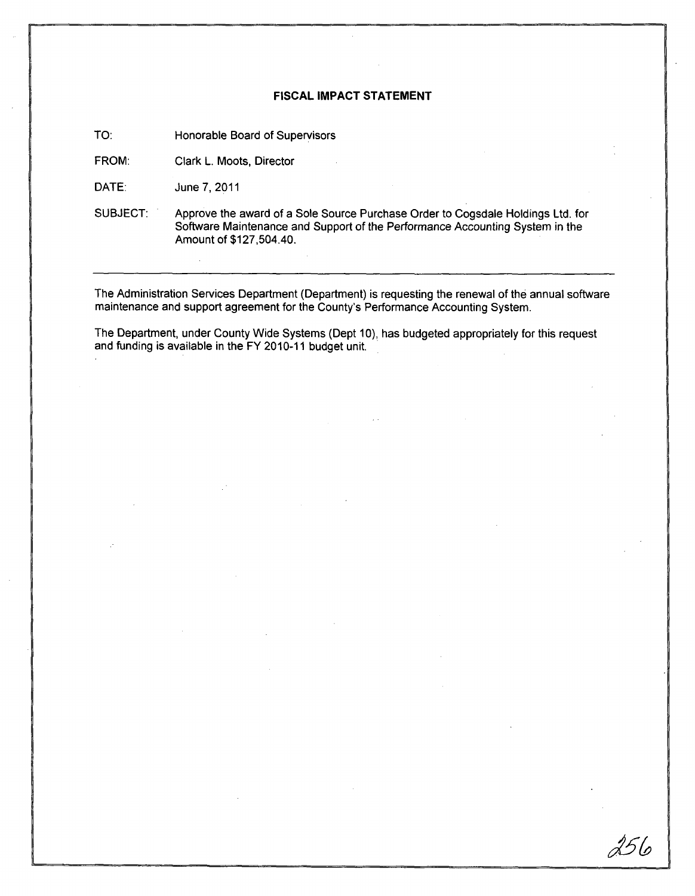# FISCAL IMPACT STATEMENT

TO: Honorable Board of Supervisors

FROM: Clark L. Moots, Director

DATE: June 7, 2011

SUBJECT: Approve the award of a Sole Source Purchase Order to Cogsdale Holdings Ltd. for Software Maintenance and Support of the Performance Accounting System in the Amount of $127,504.40.

---

The Administration Services Department (Department) is requesting the renewal of the annual software maintenance and support agreement for the County's Performance Accounting System.

The Department, under County Wide Systems (Dept 10), has budgeted appropriately for this request and funding is available in the FY 2010-11 budget unit.